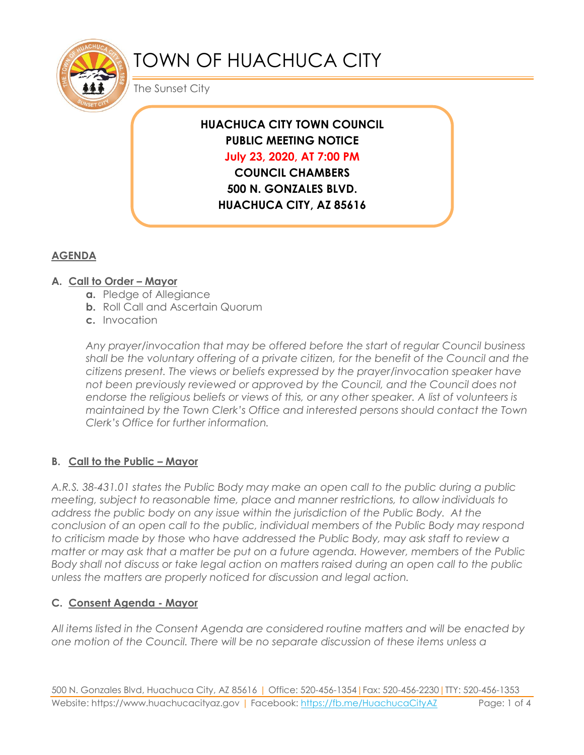# TOWN OF HUACHUCA CITY

The Sunset City

**HUACHUCA CITY TOWN COUNCIL**
**PUBLIC MEETING NOTICE**
**July 23, 2020, AT 7:00 PM**
**COUNCIL CHAMBERS**
**500 N. GONZALES BLVD.**
**HUACHUCA CITY, AZ 85616**

## AGENDA

### A. Call to Order – Mayor

- **a.** Pledge of Allegiance
- **b.** Roll Call and Ascertain Quorum
- **c.** Invocation

*Any prayer/invocation that may be offered before the start of regular Council business shall be the voluntary offering of a private citizen, for the benefit of the Council and the citizens present. The views or beliefs expressed by the prayer/invocation speaker have not been previously reviewed or approved by the Council, and the Council does not endorse the religious beliefs or views of this, or any other speaker. A list of volunteers is maintained by the Town Clerk's Office and interested persons should contact the Town Clerk's Office for further information.*

### B. Call to the Public – Mayor

*A.R.S. 38-431.01 states the Public Body may make an open call to the public during a public meeting, subject to reasonable time, place and manner restrictions, to allow individuals to address the public body on any issue within the jurisdiction of the Public Body. At the conclusion of an open call to the public, individual members of the Public Body may respond to criticism made by those who have addressed the Public Body, may ask staff to review a matter or may ask that a matter be put on a future agenda. However, members of the Public Body shall not discuss or take legal action on matters raised during an open call to the public unless the matters are properly noticed for discussion and legal action.*

### C. Consent Agenda - Mayor

*All items listed in the Consent Agenda are considered routine matters and will be enacted by one motion of the Council. There will be no separate discussion of these items unless a*

500 N. Gonzales Blvd, Huachuca City, AZ 85616 | Office: 520-456-1354 | Fax: 520-456-2230 | TTY: 520-456-1353
Website: https://www.huachucacityaz.gov | Facebook: https://fb.me/HuachucaCityAZ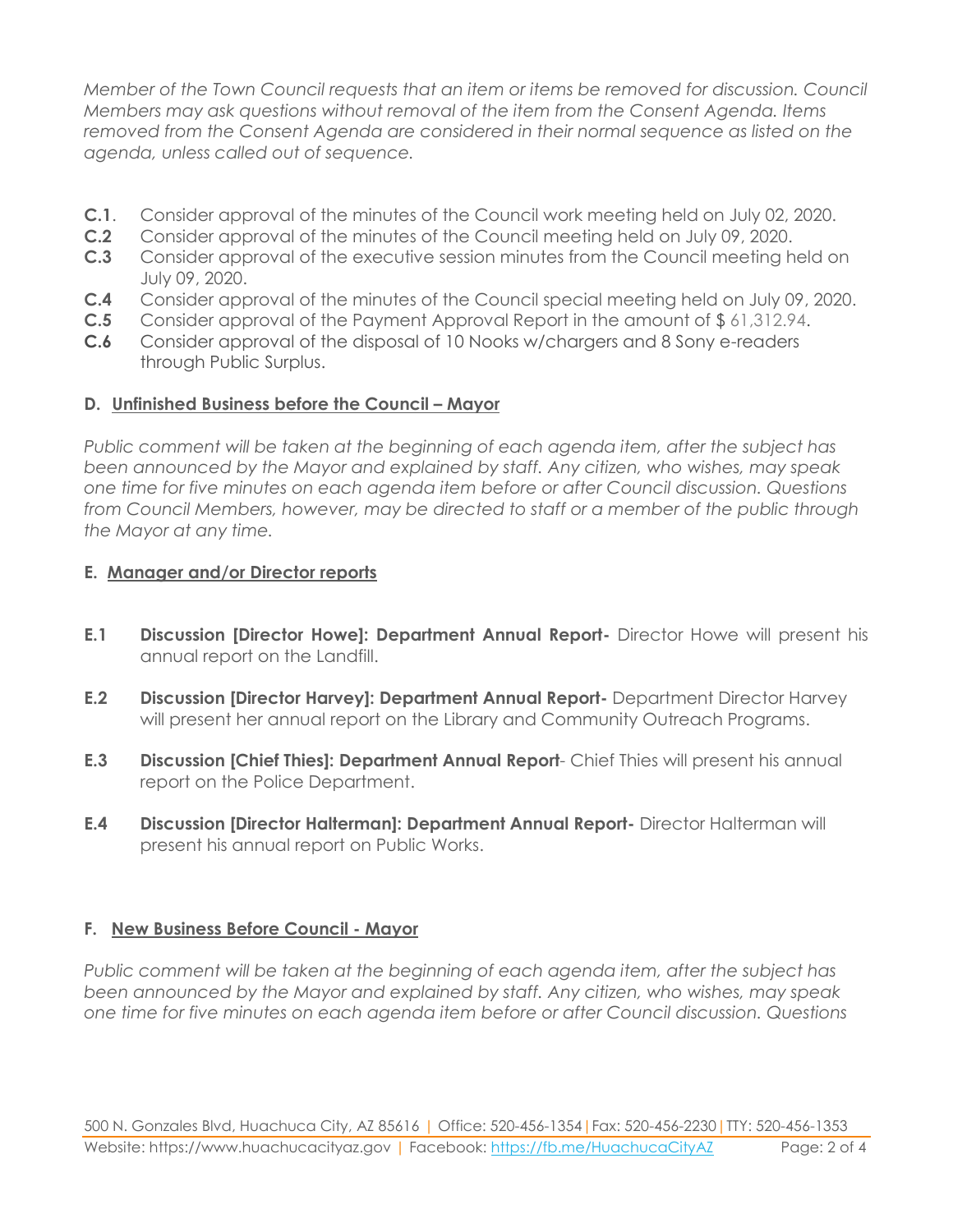*Member of the Town Council requests that an item or items be removed for discussion. Council Members may ask questions without removal of the item from the Consent Agenda. Items removed from the Consent Agenda are considered in their normal sequence as listed on the agenda, unless called out of sequence.*

- **C.1**. Consider approval of the minutes of the Council work meeting held on July 02, 2020.
- **C.2** Consider approval of the minutes of the Council meeting held on July 09, 2020.
- **C.3** Consider approval of the executive session minutes from the Council meeting held on July 09, 2020.
- **C.4** Consider approval of the minutes of the Council special meeting held on July 09, 2020.
- **C.5** Consider approval of the Payment Approval Report in the amount of $ 61,312.94.
- **C.6** Consider approval of the disposal of 10 Nooks w/chargers and 8 Sony e-readers through Public Surplus.

## D. Unfinished Business before the Council – Mayor

*Public comment will be taken at the beginning of each agenda item, after the subject has been announced by the Mayor and explained by staff. Any citizen, who wishes, may speak one time for five minutes on each agenda item before or after Council discussion. Questions from Council Members, however, may be directed to staff or a member of the public through the Mayor at any time.*

## E. Manager and/or Director reports

- **E.1** **Discussion [Director Howe]: Department Annual Report-** Director Howe will present his annual report on the Landfill.
- **E.2** **Discussion [Director Harvey]: Department Annual Report-** Department Director Harvey will present her annual report on the Library and Community Outreach Programs.
- **E.3** **Discussion [Chief Thies]: Department Annual Report**- Chief Thies will present his annual report on the Police Department.
- **E.4** **Discussion [Director Halterman]: Department Annual Report-** Director Halterman will present his annual report on Public Works.

## F. New Business Before Council - Mayor

*Public comment will be taken at the beginning of each agenda item, after the subject has been announced by the Mayor and explained by staff. Any citizen, who wishes, may speak one time for five minutes on each agenda item before or after Council discussion. Questions*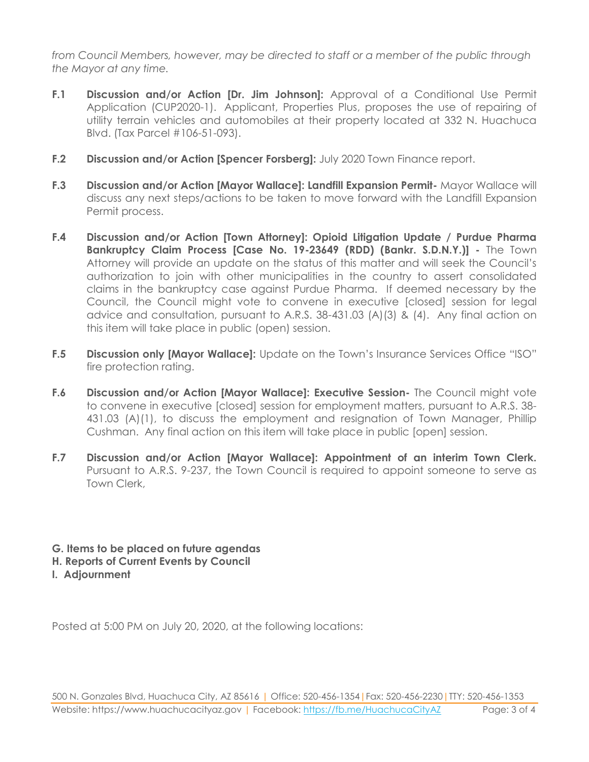*from Council Members, however, may be directed to staff or a member of the public through the Mayor at any time.*

**F.1** **Discussion and/or Action [Dr. Jim Johnson]:** Approval of a Conditional Use Permit Application (CUP2020-1). Applicant, Properties Plus, proposes the use of repairing of utility terrain vehicles and automobiles at their property located at 332 N. Huachuca Blvd. (Tax Parcel #106-51-093).

**F.2** **Discussion and/or Action [Spencer Forsberg]:** July 2020 Town Finance report.

**F.3** **Discussion and/or Action [Mayor Wallace]: Landfill Expansion Permit-** Mayor Wallace will discuss any next steps/actions to be taken to move forward with the Landfill Expansion Permit process.

**F.4** **Discussion and/or Action [Town Attorney]: Opioid Litigation Update / Purdue Pharma Bankruptcy Claim Process [Case No. 19-23649 (RDD) (Bankr. S.D.N.Y.)] -** The Town Attorney will provide an update on the status of this matter and will seek the Council's authorization to join with other municipalities in the country to assert consolidated claims in the bankruptcy case against Purdue Pharma. If deemed necessary by the Council, the Council might vote to convene in executive [closed] session for legal advice and consultation, pursuant to A.R.S. 38-431.03 (A)(3) & (4). Any final action on this item will take place in public (open) session.

**F.5** **Discussion only [Mayor Wallace]:** Update on the Town's Insurance Services Office "ISO" fire protection rating.

**F.6** **Discussion and/or Action [Mayor Wallace]: Executive Session-** The Council might vote to convene in executive [closed] session for employment matters, pursuant to A.R.S. 38-431.03 (A)(1), to discuss the employment and resignation of Town Manager, Phillip Cushman. Any final action on this item will take place in public [open] session.

**F.7** **Discussion and/or Action [Mayor Wallace]: Appointment of an interim Town Clerk.** Pursuant to A.R.S. 9-237, the Town Council is required to appoint someone to serve as Town Clerk,

**G. Items to be placed on future agendas**
**H. Reports of Current Events by Council**
**I. Adjournment**

Posted at 5:00 PM on July 20, 2020, at the following locations:

500 N. Gonzales Blvd, Huachuca City, AZ 85616 | Office: 520-456-1354 | Fax: 520-456-2230 | TTY: 520-456-1353
Website: https://www.huachucacityaz.gov | Facebook: https://fb.me/HuachucaCityAZ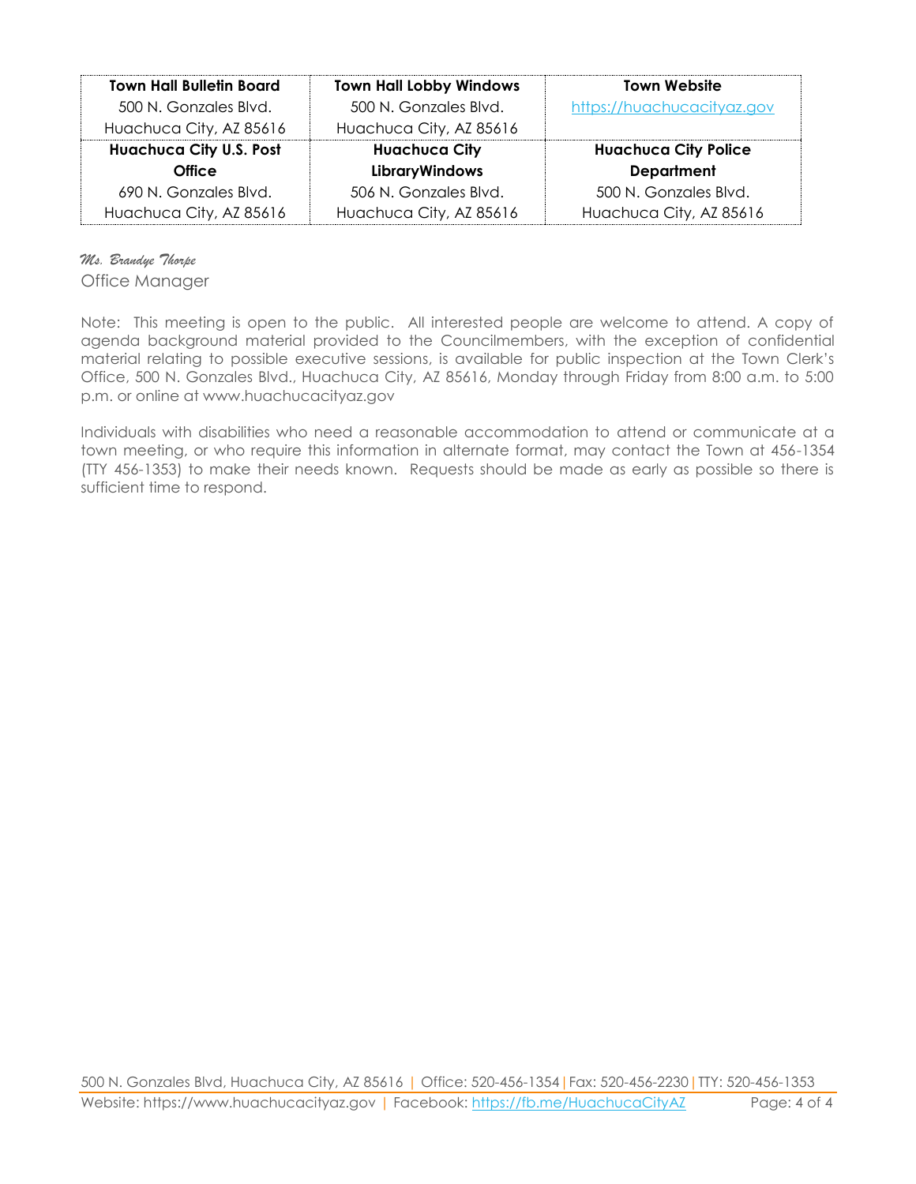| | | |
|---|---|---|
| **Town Hall Bulletin Board**<br>500 N. Gonzales Blvd.<br>Huachuca City, AZ 85616 | **Town Hall Lobby Windows**<br>500 N. Gonzales Blvd.<br>Huachuca City, AZ 85616 | **Town Website**<br>https://huachucacityaz.gov |
| **Huachuca City U.S. Post Office**<br>690 N. Gonzales Blvd.<br>Huachuca City, AZ 85616 | **Huachuca City LibraryWindows**<br>506 N. Gonzales Blvd.<br>Huachuca City, AZ 85616 | **Huachuca City Police Department**<br>500 N. Gonzales Blvd.<br>Huachuca City, AZ 85616 |

*Ms. Brandye Thorpe*
Office Manager

Note: This meeting is open to the public. All interested people are welcome to attend. A copy of agenda background material provided to the Councilmembers, with the exception of confidential material relating to possible executive sessions, is available for public inspection at the Town Clerk's Office, 500 N. Gonzales Blvd., Huachuca City, AZ 85616, Monday through Friday from 8:00 a.m. to 5:00 p.m. or online at www.huachucacityaz.gov

Individuals with disabilities who need a reasonable accommodation to attend or communicate at a town meeting, or who require this information in alternate format, may contact the Town at 456-1354 (TTY 456-1353) to make their needs known. Requests should be made as early as possible so there is sufficient time to respond.